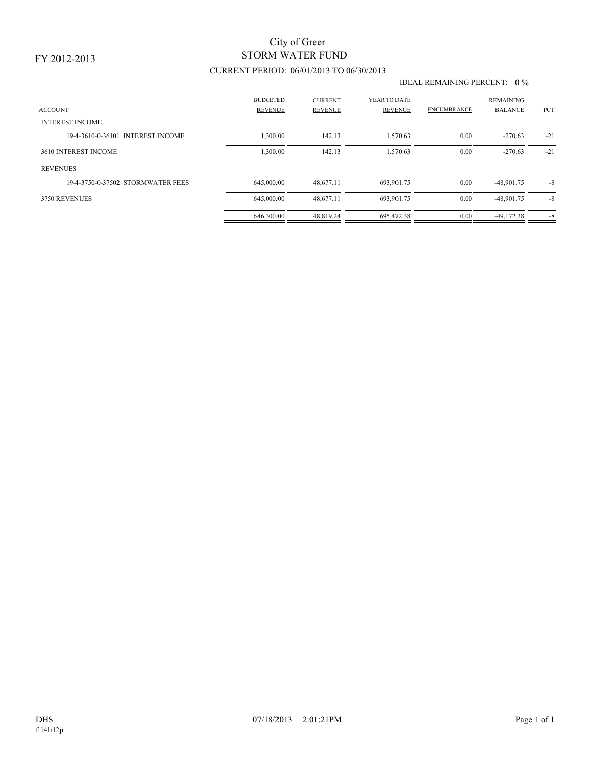FY 2012-2013

# City of Greer
## STORM WATER FUND
### CURRENT PERIOD: 06/01/2013 TO 06/30/2013

IDEAL REMAINING PERCENT: 0 %

| ACCOUNT | BUDGETED REVENUE | CURRENT REVENUE | YEAR TO DATE REVENUE | ENCUMBRANCE | REMAINING BALANCE | PCT |
|---|---|---|---|---|---|---|
| INTEREST INCOME | | | | | | |
| 19-4-3610-0-36101 INTEREST INCOME | 1,300.00 | 142.13 | 1,570.63 | 0.00 | -270.63 | -21 |
| 3610 INTEREST INCOME | 1,300.00 | 142.13 | 1,570.63 | 0.00 | -270.63 | -21 |
| REVENUES | | | | | | |
| 19-4-3750-0-37502 STORMWATER FEES | 645,000.00 | 48,677.11 | 693,901.75 | 0.00 | -48,901.75 | -8 |
| 3750 REVENUES | 645,000.00 | 48,677.11 | 693,901.75 | 0.00 | -48,901.75 | -8 |
| | 646,300.00 | 48,819.24 | 695,472.38 | 0.00 | -49,172.38 | -8 |

DHS
fl141r12p

07/18/2013 2:01:21PM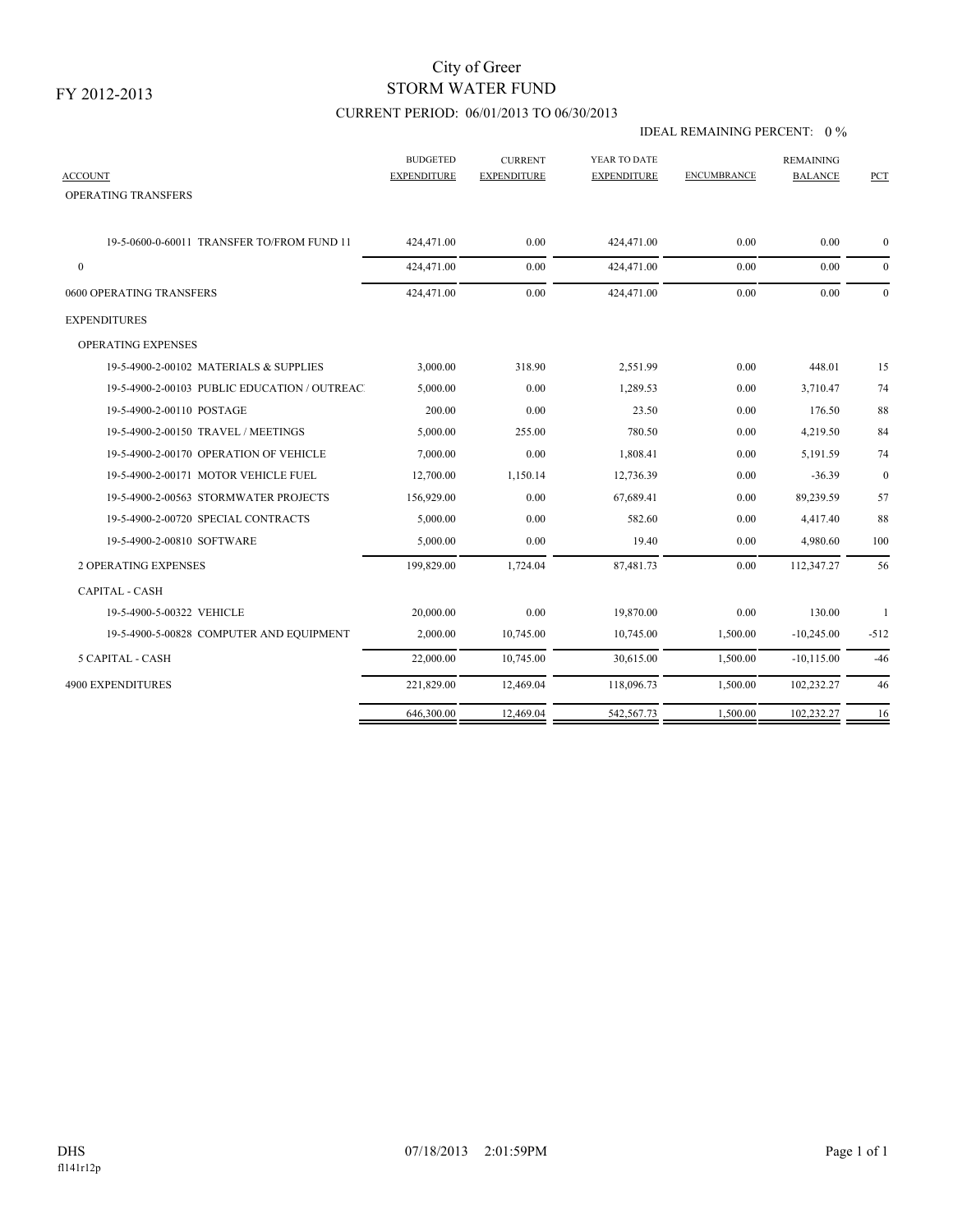FY 2012-2013

# City of Greer
## STORM WATER FUND
### CURRENT PERIOD: 06/01/2013 TO 06/30/2013

IDEAL REMAINING PERCENT: 0 %

| ACCOUNT | BUDGETED EXPENDITURE | CURRENT EXPENDITURE | YEAR TO DATE EXPENDITURE | ENCUMBRANCE | REMAINING BALANCE | PCT |
|---|---|---|---|---|---|---|
| OPERATING TRANSFERS | | | | | | |
| 19-5-0600-0-60011 TRANSFER TO/FROM FUND 11 | 424,471.00 | 0.00 | 424,471.00 | 0.00 | 0.00 | 0 |
| 0 | 424,471.00 | 0.00 | 424,471.00 | 0.00 | 0.00 | 0 |
| 0600 OPERATING TRANSFERS | 424,471.00 | 0.00 | 424,471.00 | 0.00 | 0.00 | 0 |
| EXPENDITURES | | | | | | |
| OPERATING EXPENSES | | | | | | |
| 19-5-4900-2-00102 MATERIALS & SUPPLIES | 3,000.00 | 318.90 | 2,551.99 | 0.00 | 448.01 | 15 |
| 19-5-4900-2-00103 PUBLIC EDUCATION / OUTREAC | 5,000.00 | 0.00 | 1,289.53 | 0.00 | 3,710.47 | 74 |
| 19-5-4900-2-00110 POSTAGE | 200.00 | 0.00 | 23.50 | 0.00 | 176.50 | 88 |
| 19-5-4900-2-00150 TRAVEL / MEETINGS | 5,000.00 | 255.00 | 780.50 | 0.00 | 4,219.50 | 84 |
| 19-5-4900-2-00170 OPERATION OF VEHICLE | 7,000.00 | 0.00 | 1,808.41 | 0.00 | 5,191.59 | 74 |
| 19-5-4900-2-00171 MOTOR VEHICLE FUEL | 12,700.00 | 1,150.14 | 12,736.39 | 0.00 | -36.39 | 0 |
| 19-5-4900-2-00563 STORMWATER PROJECTS | 156,929.00 | 0.00 | 67,689.41 | 0.00 | 89,239.59 | 57 |
| 19-5-4900-2-00720 SPECIAL CONTRACTS | 5,000.00 | 0.00 | 582.60 | 0.00 | 4,417.40 | 88 |
| 19-5-4900-2-00810 SOFTWARE | 5,000.00 | 0.00 | 19.40 | 0.00 | 4,980.60 | 100 |
| 2 OPERATING EXPENSES | 199,829.00 | 1,724.04 | 87,481.73 | 0.00 | 112,347.27 | 56 |
| CAPITAL - CASH | | | | | | |
| 19-5-4900-5-00322 VEHICLE | 20,000.00 | 0.00 | 19,870.00 | 0.00 | 130.00 | 1 |
| 19-5-4900-5-00828 COMPUTER AND EQUIPMENT | 2,000.00 | 10,745.00 | 10,745.00 | 1,500.00 | -10,245.00 | -512 |
| 5 CAPITAL - CASH | 22,000.00 | 10,745.00 | 30,615.00 | 1,500.00 | -10,115.00 | -46 |
| 4900 EXPENDITURES | 221,829.00 | 12,469.04 | 118,096.73 | 1,500.00 | 102,232.27 | 46 |
| | 646,300.00 | 12,469.04 | 542,567.73 | 1,500.00 | 102,232.27 | 16 |

DHS 07/18/2013 2:01:59PM

fl141r12p